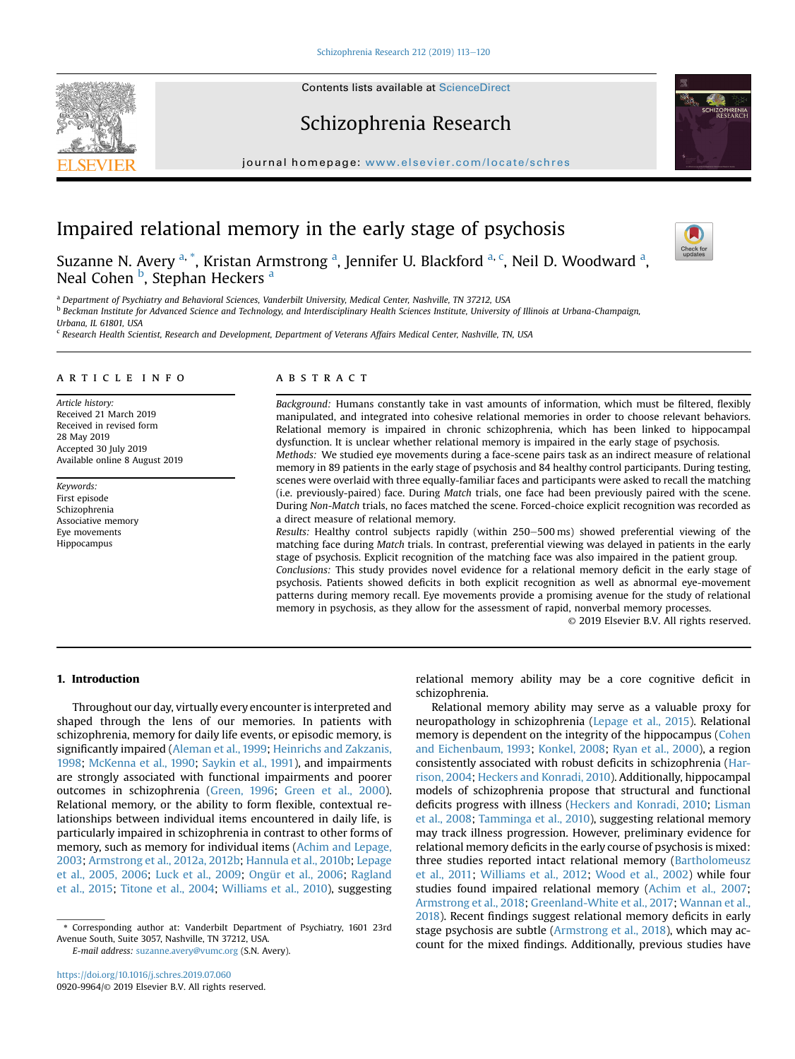# Impaired relational memory in the early stage of psychosis

Suzanne N. Avery [a,*], Kristan Armstrong [a], Jennifer U. Blackford [a,c], Neil D. Woodward [a], Neal Cohen [b], Stephan Heckers [a]

[a] Department of Psychiatry and Behavioral Sciences, Vanderbilt University, Medical Center, Nashville, TN 37212, USA
[b] Beckman Institute for Advanced Science and Technology, and Interdisciplinary Health Sciences Institute, University of Illinois at Urbana-Champaign, Urbana, IL 61801, USA
[c] Research Health Scientist, Research and Development, Department of Veterans Affairs Medical Center, Nashville, TN, USA

## ARTICLE INFO

*Article history:*
Received 21 March 2019
Received in revised form
28 May 2019
Accepted 30 July 2019
Available online 8 August 2019

*Keywords:*
First episode
Schizophrenia
Associative memory
Eye movements
Hippocampus

## ABSTRACT

*Background:* Humans constantly take in vast amounts of information, which must be filtered, flexibly manipulated, and integrated into cohesive relational memories in order to choose relevant behaviors. Relational memory is impaired in chronic schizophrenia, which has been linked to hippocampal dysfunction. It is unclear whether relational memory is impaired in the early stage of psychosis.

*Methods:* We studied eye movements during a face-scene pairs task as an indirect measure of relational memory in 89 patients in the early stage of psychosis and 84 healthy control participants. During testing, scenes were overlaid with three equally-familiar faces and participants were asked to recall the matching (i.e. previously-paired) face. During *Match* trials, one face had been previously paired with the scene. During *Non-Match* trials, no faces matched the scene. Forced-choice explicit recognition was recorded as a direct measure of relational memory.

*Results:* Healthy control subjects rapidly (within 250–500 ms) showed preferential viewing of the matching face during *Match* trials. In contrast, preferential viewing was delayed in patients in the early stage of psychosis. Explicit recognition of the matching face was also impaired in the patient group.

*Conclusions:* This study provides novel evidence for a relational memory deficit in the early stage of psychosis. Patients showed deficits in both explicit recognition as well as abnormal eye-movement patterns during memory recall. Eye movements provide a promising avenue for the study of relational memory in psychosis, as they allow for the assessment of rapid, nonverbal memory processes.

© 2019 Elsevier B.V. All rights reserved.

## 1. Introduction

Throughout our day, virtually every encounter is interpreted and shaped through the lens of our memories. In patients with schizophrenia, memory for daily life events, or episodic memory, is significantly impaired (Aleman et al., 1999; Heinrichs and Zakzanis, 1998; McKenna et al., 1990; Saykin et al., 1991), and impairments are strongly associated with functional impairments and poorer outcomes in schizophrenia (Green, 1996; Green et al., 2000). Relational memory, or the ability to form flexible, contextual relationships between individual items encountered in daily life, is particularly impaired in schizophrenia in contrast to other forms of memory, such as memory for individual items (Achim and Lepage, 2003; Armstrong et al., 2012a, 2012b; Hannula et al., 2010b; Lepage et al., 2005, 2006; Luck et al., 2009; Ongür et al., 2006; Ragland et al., 2015; Titone et al., 2004; Williams et al., 2010), suggesting relational memory ability may be a core cognitive deficit in schizophrenia.

Relational memory ability may serve as a valuable proxy for neuropathology in schizophrenia (Lepage et al., 2015). Relational memory is dependent on the integrity of the hippocampus (Cohen and Eichenbaum, 1993; Konkel, 2008; Ryan et al., 2000), a region consistently associated with robust deficits in schizophrenia (Harrison, 2004; Heckers and Konradi, 2010). Additionally, hippocampal models of schizophrenia propose that structural and functional deficits progress with illness (Heckers and Konradi, 2010; Lisman et al., 2008; Tamminga et al., 2010), suggesting relational memory may track illness progression. However, preliminary evidence for relational memory deficits in the early course of psychosis is mixed: three studies reported intact relational memory (Bartholomeusz et al., 2011; Williams et al., 2012; Wood et al., 2002) while four studies found impaired relational memory (Achim et al., 2007; Armstrong et al., 2018; Greenland-White et al., 2017; Wannan et al., 2018). Recent findings suggest relational memory deficits in early stage psychosis are subtle (Armstrong et al., 2018), which may account for the mixed findings. Additionally, previous studies have

\* Corresponding author at: Vanderbilt Department of Psychiatry, 1601 23rd Avenue South, Suite 3057, Nashville, TN 37212, USA.
*E-mail address:* suzanne.avery@vumc.org (S.N. Avery).

https://doi.org/10.1016/j.schres.2019.07.060
0920-9964/© 2019 Elsevier B.V. All rights reserved.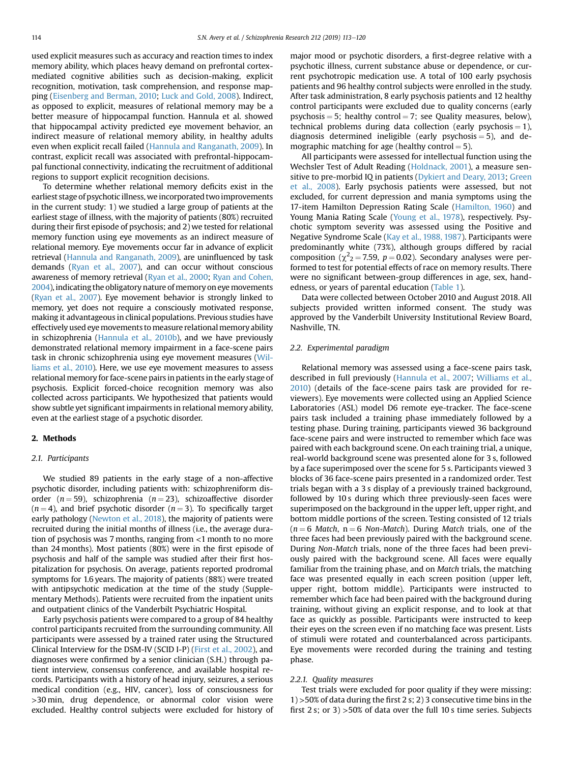used explicit measures such as accuracy and reaction times to index memory ability, which places heavy demand on prefrontal cortex-mediated cognitive abilities such as decision-making, explicit recognition, motivation, task comprehension, and response mapping (Eisenberg and Berman, 2010; Luck and Gold, 2008). Indirect, as opposed to explicit, measures of relational memory may be a better measure of hippocampal function. Hannula et al. showed that hippocampal activity predicted eye movement behavior, an indirect measure of relational memory ability, in healthy adults even when explicit recall failed (Hannula and Ranganath, 2009). In contrast, explicit recall was associated with prefrontal-hippocampal functional connectivity, indicating the recruitment of additional regions to support explicit recognition decisions.

To determine whether relational memory deficits exist in the earliest stage of psychotic illness, we incorporated two improvements in the current study: 1) we studied a large group of patients at the earliest stage of illness, with the majority of patients (80%) recruited during their first episode of psychosis; and 2) we tested for relational memory function using eye movements as an indirect measure of relational memory. Eye movements occur far in advance of explicit retrieval (Hannula and Ranganath, 2009), are uninfluenced by task demands (Ryan et al., 2007), and can occur without conscious awareness of memory retrieval (Ryan et al., 2000; Ryan and Cohen, 2004), indicating the obligatory nature of memory on eye movements (Ryan et al., 2007). Eye movement behavior is strongly linked to memory, yet does not require a consciously motivated response, making it advantageous in clinical populations. Previous studies have effectively used eye movements to measure relational memory ability in schizophrenia (Hannula et al., 2010b), and we have previously demonstrated relational memory impairment in a face-scene pairs task in chronic schizophrenia using eye movement measures (Williams et al., 2010). Here, we use eye movement measures to assess relational memory for face-scene pairs in patients in the early stage of psychosis. Explicit forced-choice recognition memory was also collected across participants. We hypothesized that patients would show subtle yet significant impairments in relational memory ability, even at the earliest stage of a psychotic disorder.

## 2. Methods

### 2.1. Participants

We studied 89 patients in the early stage of a non-affective psychotic disorder, including patients with: schizophreniform disorder ($n = 59$), schizophrenia ($n = 23$), schizoaffective disorder ($n = 4$), and brief psychotic disorder ($n = 3$). To specifically target early pathology (Newton et al., 2018), the majority of patients were recruited during the initial months of illness (i.e., the average duration of psychosis was 7 months, ranging from <1 month to no more than 24 months). Most patients (80%) were in the first episode of psychosis and half of the sample was studied after their first hospitalization for psychosis. On average, patients reported prodromal symptoms for 1.6 years. The majority of patients (88%) were treated with antipsychotic medication at the time of the study (Supplementary Methods). Patients were recruited from the inpatient units and outpatient clinics of the Vanderbilt Psychiatric Hospital.

Early psychosis patients were compared to a group of 84 healthy control participants recruited from the surrounding community. All participants were assessed by a trained rater using the Structured Clinical Interview for the DSM-IV (SCID I-P) (First et al., 2002), and diagnoses were confirmed by a senior clinician (S.H.) through patient interview, consensus conference, and available hospital records. Participants with a history of head injury, seizures, a serious medical condition (e.g., HIV, cancer), loss of consciousness for >30 min, drug dependence, or abnormal color vision were excluded. Healthy control subjects were excluded for history of major mood or psychotic disorders, a first-degree relative with a psychotic illness, current substance abuse or dependence, or current psychotropic medication use. A total of 100 early psychosis patients and 96 healthy control subjects were enrolled in the study. After task administration, 8 early psychosis patients and 12 healthy control participants were excluded due to quality concerns (early psychosis = 5; healthy control = 7; see Quality measures, below), technical problems during data collection (early psychosis = 1), diagnosis determined ineligible (early psychosis = 5), and demographic matching for age (healthy control = 5).

All participants were assessed for intellectual function using the Wechsler Test of Adult Reading (Holdnack, 2001), a measure sensitive to pre-morbid IQ in patients (Dykiert and Deary, 2013; Green et al., 2008). Early psychosis patients were assessed, but not excluded, for current depression and mania symptoms using the 17-item Hamilton Depression Rating Scale (Hamilton, 1960) and Young Mania Rating Scale (Young et al., 1978), respectively. Psychotic symptom severity was assessed using the Positive and Negative Syndrome Scale (Kay et al., 1988, 1987). Participants were predominantly white (73%), although groups differed by racial composition ($\chi^2_2 = 7.59$, $p = 0.02$). Secondary analyses were performed to test for potential effects of race on memory results. There were no significant between-group differences in age, sex, handedness, or years of parental education (Table 1).

Data were collected between October 2010 and August 2018. All subjects provided written informed consent. The study was approved by the Vanderbilt University Institutional Review Board, Nashville, TN.

### 2.2. Experimental paradigm

Relational memory was assessed using a face-scene pairs task, described in full previously (Hannula et al., 2007; Williams et al., 2010) (details of the face-scene pairs task are provided for reviewers). Eye movements were collected using an Applied Science Laboratories (ASL) model D6 remote eye-tracker. The face-scene pairs task included a training phase immediately followed by a testing phase. During training, participants viewed 36 background face-scene pairs and were instructed to remember which face was paired with each background scene. On each training trial, a unique, real-world background scene was presented alone for 3 s, followed by a face superimposed over the scene for 5 s. Participants viewed 3 blocks of 36 face-scene pairs presented in a randomized order. Test trials began with a 3 s display of a previously trained background, followed by 10 s during which three previously-seen faces were superimposed on the background in the upper left, upper right, and bottom middle portions of the screen. Testing consisted of 12 trials ($n = 6$ *Match*, $n = 6$ *Non-Match*). During *Match* trials, one of the three faces had been previously paired with the background scene. During *Non-Match* trials, none of the three faces had been previously paired with the background scene. All faces were equally familiar from the training phase, and on *Match* trials, the matching face was presented equally in each screen position (upper left, upper right, bottom middle). Participants were instructed to remember which face had been paired with the background during training, without giving an explicit response, and to look at that face as quickly as possible. Participants were instructed to keep their eyes on the screen even if no matching face was present. Lists of stimuli were rotated and counterbalanced across participants. Eye movements were recorded during the training and testing phase.

#### 2.2.1. Quality measures

Test trials were excluded for poor quality if they were missing: 1) >50% of data during the first 2 s; 2) 3 consecutive time bins in the first 2 s; or 3) >50% of data over the full 10 s time series. Subjects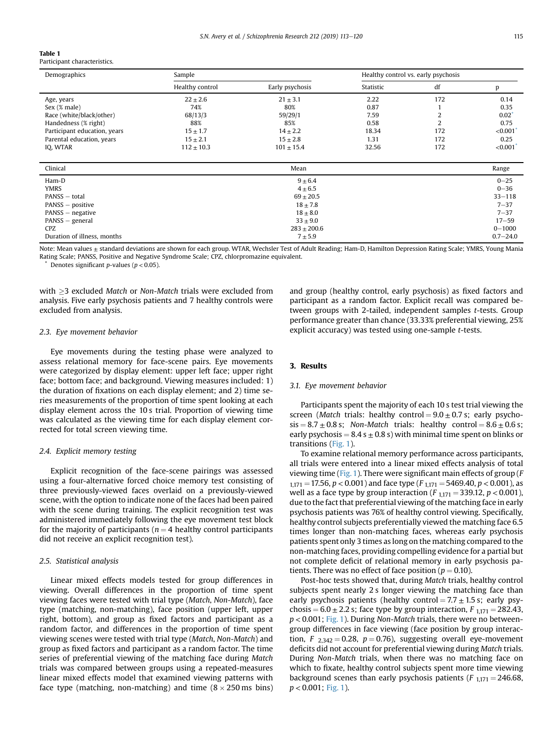**Table 1**
Participant characteristics.

| Demographics | Sample | | Healthy control vs. early psychosis | | |
|---|---|---|---|---|---|
| | Healthy control | Early psychosis | Statistic | df | p |
| Age, years | 22 ± 2.6 | 21 ± 3.1 | 2.22 | 172 | 0.14 |
| Sex (% male) | 74% | 80% | 0.87 | 1 | 0.35 |
| Race (white/black/other) | 68/13/3 | 59/29/1 | 7.59 | 2 | 0.02* |
| Handedness (% right) | 88% | 85% | 0.58 | 2 | 0.75 |
| Participant education, years | 15 ± 1.7 | 14 ± 2.2 | 18.34 | 172 | <0.001* |
| Parental education, years | 15 ± 2.1 | 15 ± 2.8 | 1.31 | 172 | 0.25 |
| IQ, WTAR | 112 ± 10.3 | 101 ± 15.4 | 32.56 | 172 | <0.001* |

| Clinical | Mean | Range |
|---|---|---|
| Ham-D | 9 ± 6.4 | 0–25 |
| YMRS | 4 ± 6.5 | 0–36 |
| PANSS – total | 69 ± 20.5 | 33–118 |
| PANSS – positive | 18 ± 7.8 | 7–37 |
| PANSS – negative | 18 ± 8.0 | 7–37 |
| PANSS – general | 33 ± 9.0 | 17–59 |
| CPZ | 283 ± 200.6 | 0–1000 |
| Duration of illness, months | 7 ± 5.9 | 0.7–24.0 |

Note: Mean values ± standard deviations are shown for each group. WTAR, Wechsler Test of Adult Reading; Ham-D, Hamilton Depression Rating Scale; YMRS, Young Mania Rating Scale; PANSS, Positive and Negative Syndrome Scale; CPZ, chlorpromazine equivalent.
\* Denotes significant *p*-values ($p < 0.05$).

with ≥3 excluded *Match* or *Non-Match* trials were excluded from analysis. Five early psychosis patients and 7 healthy controls were excluded from analysis.

### 2.3. Eye movement behavior

Eye movements during the testing phase were analyzed to assess relational memory for face-scene pairs. Eye movements were categorized by display element: upper left face; upper right face; bottom face; and background. Viewing measures included: 1) the duration of fixations on each display element; and 2) time series measurements of the proportion of time spent looking at each display element across the 10 s trial. Proportion of viewing time was calculated as the viewing time for each display element corrected for total screen viewing time.

### 2.4. Explicit memory testing

Explicit recognition of the face-scene pairings was assessed using a four-alternative forced choice memory test consisting of three previously-viewed faces overlaid on a previously-viewed scene, with the option to indicate none of the faces had been paired with the scene during training. The explicit recognition test was administered immediately following the eye movement test block for the majority of participants ($n = 4$ healthy control participants did not receive an explicit recognition test).

### 2.5. Statistical analysis

Linear mixed effects models tested for group differences in viewing. Overall differences in the proportion of time spent viewing faces were tested with trial type (*Match*, *Non-Match*), face type (matching, non-matching), face position (upper left, upper right, bottom), and group as fixed factors and participant as a random factor, and differences in the proportion of time spent viewing scenes were tested with trial type (*Match*, *Non-Match*) and group as fixed factors and participant as a random factor. The time series of preferential viewing of the matching face during *Match* trials was compared between groups using a repeated-measures linear mixed effects model that examined viewing patterns with face type (matching, non-matching) and time (8 × 250 ms bins) and group (healthy control, early psychosis) as fixed factors and participant as a random factor. Explicit recall was compared between groups with 2-tailed, independent samples *t*-tests. Group performance greater than chance (33.33% preferential viewing, 25% explicit accuracy) was tested using one-sample *t*-tests.

## 3. Results

### 3.1. Eye movement behavior

Participants spent the majority of each 10 s test trial viewing the screen (*Match* trials: healthy control = 9.0 ± 0.7 s; early psychosis = 8.7 ± 0.8 s; *Non-Match* trials: healthy control = 8.6 ± 0.6 s; early psychosis = 8.4 s ± 0.8 s) with minimal time spent on blinks or transitions (Fig. 1).

To examine relational memory performance across participants, all trials were entered into a linear mixed effects analysis of total viewing time (Fig. 1). There were significant main effects of group ($F_{1,171} = 17.56$, $p < 0.001$) and face type ($F_{1,171} = 5469.40$, $p < 0.001$), as well as a face type by group interaction ($F_{1,171} = 339.12$, $p < 0.001$), due to the fact that preferential viewing of the matching face in early psychosis patients was 76% of healthy control viewing. Specifically, healthy control subjects preferentially viewed the matching face 6.5 times longer than non-matching faces, whereas early psychosis patients spent only 3 times as long on the matching compared to the non-matching faces, providing compelling evidence for a partial but not complete deficit of relational memory in early psychosis patients. There was no effect of face position ($p = 0.10$).

Post-hoc tests showed that, during *Match* trials, healthy control subjects spent nearly 2 s longer viewing the matching face than early psychosis patients (healthy control = 7.7 ± 1.5 s; early psychosis = 6.0 ± 2.2 s; face type by group interaction, $F_{1,171} = 282.43$, $p < 0.001$; Fig. 1). During *Non-Match* trials, there were no between-group differences in face viewing (face position by group interaction, $F_{2,342} = 0.28$, $p = 0.76$), suggesting overall eye-movement deficits did not account for preferential viewing during *Match* trials. During *Non-Match* trials, when there was no matching face on which to fixate, healthy control subjects spent more time viewing background scenes than early psychosis patients ($F_{1,171} = 246.68$, $p < 0.001$; Fig. 1).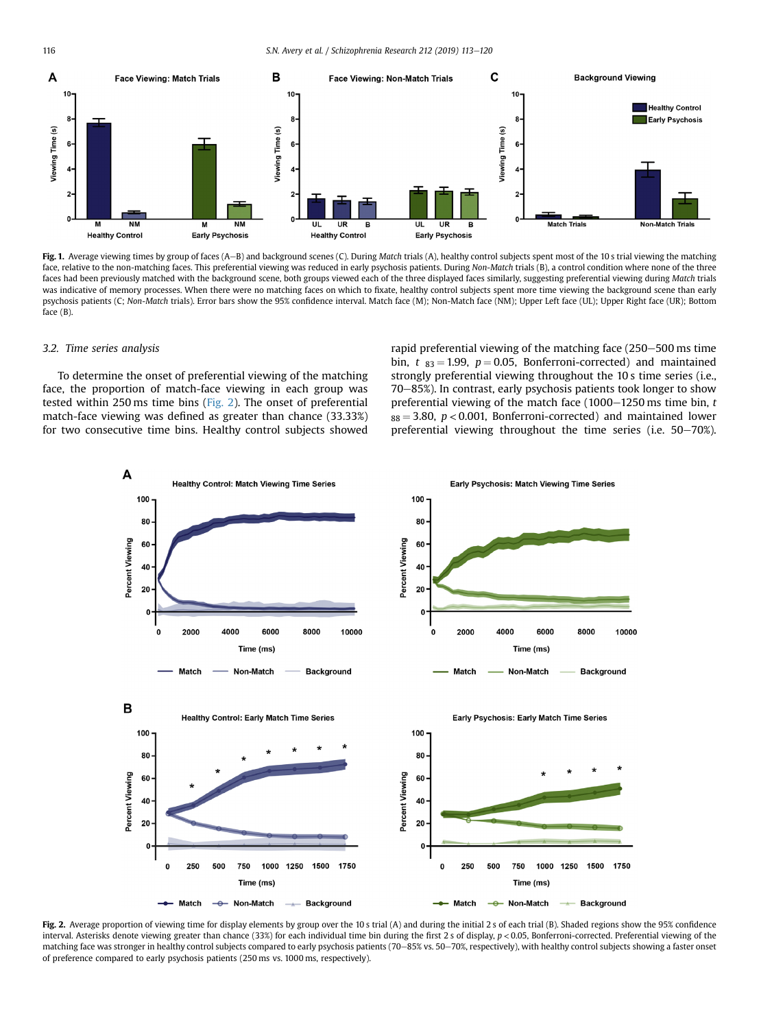**Fig. 1.** Average viewing times by group of faces (A–B) and background scenes (C). During *Match* trials (A), healthy control subjects spent most of the 10 s trial viewing the matching face, relative to the non-matching faces. This preferential viewing was reduced in early psychosis patients. During *Non-Match* trials (B), a control condition where none of the three faces had been previously matched with the background scene, both groups viewed each of the three displayed faces similarly, suggesting preferential viewing during *Match* trials was indicative of memory processes. When there were no matching faces on which to fixate, healthy control subjects spent more time viewing the background scene than early psychosis patients (C; *Non-Match* trials). Error bars show the 95% confidence interval. Match face (M); Non-Match face (NM); Upper Left face (UL); Upper Right face (UR); Bottom face (B).

### 3.2. Time series analysis

To determine the onset of preferential viewing of the matching face, the proportion of match-face viewing in each group was tested within 250 ms time bins (Fig. 2). The onset of preferential match-face viewing was defined as greater than chance (33.33%) for two consecutive time bins. Healthy control subjects showed rapid preferential viewing of the matching face (250–500 ms time bin, $t_{83} = 1.99$, $p = 0.05$, Bonferroni-corrected) and maintained strongly preferential viewing throughout the 10 s time series (i.e., 70–85%). In contrast, early psychosis patients took longer to show preferential viewing of the match face (1000–1250 ms time bin, $t_{88} = 3.80$, $p < 0.001$, Bonferroni-corrected) and maintained lower preferential viewing throughout the time series (i.e. 50–70%).

**Fig. 2.** Average proportion of viewing time for display elements by group over the 10 s trial (A) and during the initial 2 s of each trial (B). Shaded regions show the 95% confidence interval. Asterisks denote viewing greater than chance (33%) for each individual time bin during the first 2 s of display, $p < 0.05$, Bonferroni-corrected. Preferential viewing of the matching face was stronger in healthy control subjects compared to early psychosis patients (70–85% vs. 50–70%, respectively), with healthy control subjects showing a faster onset of preference compared to early psychosis patients (250 ms vs. 1000 ms, respectively).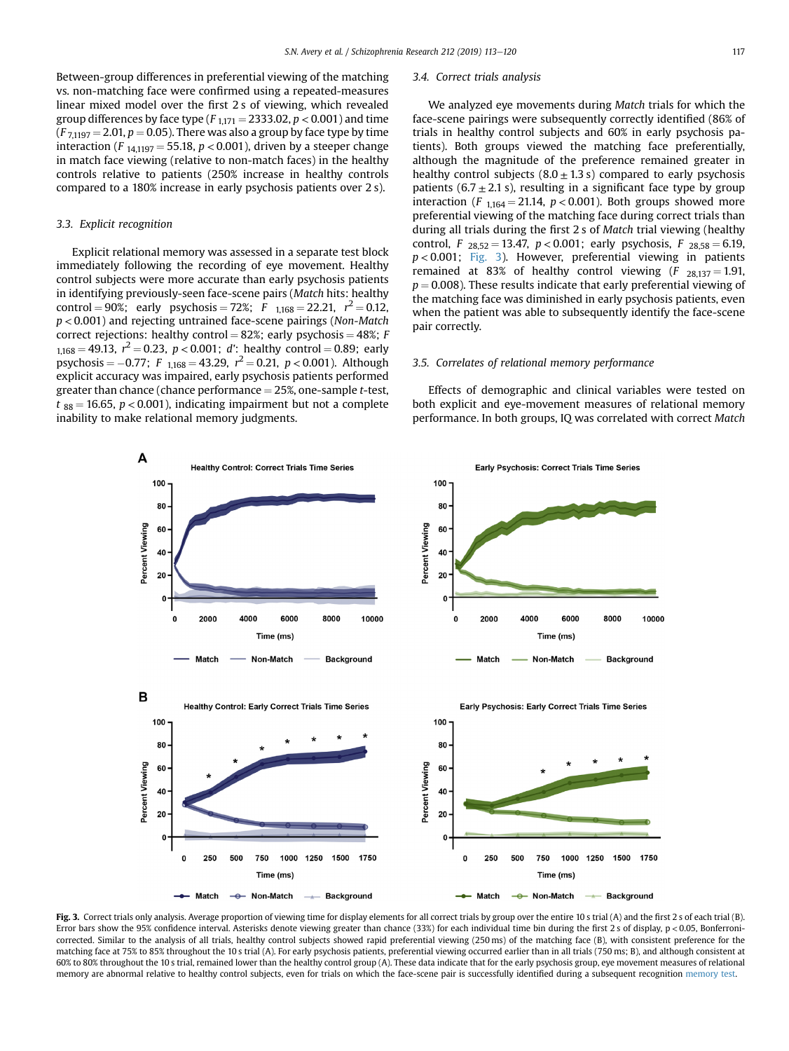Between-group differences in preferential viewing of the matching vs. non-matching face were confirmed using a repeated-measures linear mixed model over the first 2 s of viewing, which revealed group differences by face type ($F_{1,171} = 2333.02$, $p < 0.001$) and time ($F_{7,1197} = 2.01$, $p = 0.05$). There was also a group by face type by time interaction ($F_{14,1197} = 55.18$, $p < 0.001$), driven by a steeper change in match face viewing (relative to non-match faces) in the healthy controls relative to patients (250% increase in healthy controls compared to a 180% increase in early psychosis patients over 2 s).

### 3.3. Explicit recognition

Explicit relational memory was assessed in a separate test block immediately following the recording of eye movement. Healthy control subjects were more accurate than early psychosis patients in identifying previously-seen face-scene pairs (*Match* hits: healthy control = 90%; early psychosis = 72%; $F_{1,168} = 22.21$, $r^2 = 0.12$, $p < 0.001$) and rejecting untrained face-scene pairings (*Non-Match* correct rejections: healthy control = 82%; early psychosis = 48%; $F_{1,168} = 49.13$, $r^2 = 0.23$, $p < 0.001$; d': healthy control = 0.89; early psychosis = −0.77; $F_{1,168} = 43.29$, $r^2 = 0.21$, $p < 0.001$). Although explicit accuracy was impaired, early psychosis patients performed greater than chance (chance performance = 25%, one-sample t-test, $t_{88} = 16.65$, $p < 0.001$), indicating impairment but not a complete inability to make relational memory judgments.

### 3.4. Correct trials analysis

We analyzed eye movements during *Match* trials for which the face-scene pairings were subsequently correctly identified (86% of trials in healthy control subjects and 60% in early psychosis patients). Both groups viewed the matching face preferentially, although the magnitude of the preference remained greater in healthy control subjects (8.0 ± 1.3 s) compared to early psychosis patients (6.7 ± 2.1 s), resulting in a significant face type by group interaction ($F_{1,164} = 21.14$, $p < 0.001$). Both groups showed more preferential viewing of the matching face during correct trials than during all trials during the first 2 s of *Match* trial viewing (healthy control, $F_{28,52} = 13.47$, $p < 0.001$; early psychosis, $F_{28,58} = 6.19$, $p < 0.001$; Fig. 3). However, preferential viewing in patients remained at 83% of healthy control viewing ($F_{28,137} = 1.91$, $p = 0.008$). These results indicate that early preferential viewing of the matching face was diminished in early psychosis patients, even when the patient was able to subsequently identify the face-scene pair correctly.

### 3.5. Correlates of relational memory performance

Effects of demographic and clinical variables were tested on both explicit and eye-movement measures of relational memory performance. In both groups, IQ was correlated with correct *Match*

**Fig. 3.** Correct trials only analysis. Average proportion of viewing time for display elements for all correct trials by group over the entire 10 s trial (A) and the first 2 s of each trial (B). Error bars show the 95% confidence interval. Asterisks denote viewing greater than chance (33%) for each individual time bin during the first 2 s of display, p < 0.05, Bonferroni-corrected. Similar to the analysis of all trials, healthy control subjects showed rapid preferential viewing (250 ms) of the matching face (B), with consistent preference for the matching face at 75% to 85% throughout the 10 s trial (A). For early psychosis patients, preferential viewing occurred earlier than in all trials (750 ms; B), and although consistent at 60% to 80% throughout the 10 s trial, remained lower than the healthy control group (A). These data indicate that for the early psychosis group, eye movement measures of relational memory are abnormal relative to healthy control subjects, even for trials on which the face-scene pair is successfully identified during a subsequent recognition memory test.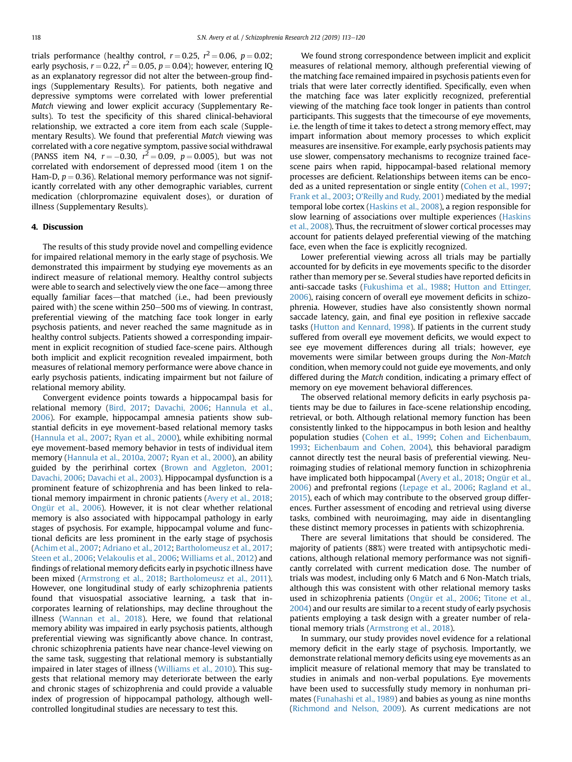trials performance (healthy control, $r = 0.25$, $r^2 = 0.06$, $p = 0.02$; early psychosis, $r = 0.22$, $r^2 = 0.05$, $p = 0.04$); however, entering IQ as an explanatory regressor did not alter the between-group findings (Supplementary Results). For patients, both negative and depressive symptoms were correlated with lower preferential *Match* viewing and lower explicit accuracy (Supplementary Results). To test the specificity of this shared clinical-behavioral relationship, we extracted a core item from each scale (Supplementary Results). We found that preferential *Match* viewing was correlated with a core negative symptom, passive social withdrawal (PANSS item N4, $r = -0.30$, $r^2 = 0.09$, $p = 0.005$), but was not correlated with endorsement of depressed mood (item 1 on the Ham-D, $p = 0.36$). Relational memory performance was not significantly correlated with any other demographic variables, current medication (chlorpromazine equivalent doses), or duration of illness (Supplementary Results).

## 4. Discussion

The results of this study provide novel and compelling evidence for impaired relational memory in the early stage of psychosis. We demonstrated this impairment by studying eye movements as an indirect measure of relational memory. Healthy control subjects were able to search and selectively view the one face—among three equally familiar faces—that matched (i.e., had been previously paired with) the scene within 250–500 ms of viewing. In contrast, preferential viewing of the matching face took longer in early psychosis patients, and never reached the same magnitude as in healthy control subjects. Patients showed a corresponding impairment in explicit recognition of studied face-scene pairs. Although both implicit and explicit recognition revealed impairment, both measures of relational memory performance were above chance in early psychosis patients, indicating impairment but not failure of relational memory ability.

Convergent evidence points towards a hippocampal basis for relational memory (Bird, 2017; Davachi, 2006; Hannula et al., 2006). For example, hippocampal amnesia patients show substantial deficits in eye movement-based relational memory tasks (Hannula et al., 2007; Ryan et al., 2000), while exhibiting normal eye movement-based memory behavior in tests of individual item memory (Hannula et al., 2010a, 2007; Ryan et al., 2000), an ability guided by the perirhinal cortex (Brown and Aggleton, 2001; Davachi, 2006; Davachi et al., 2003). Hippocampal dysfunction is a prominent feature of schizophrenia and has been linked to relational memory impairment in chronic patients (Avery et al., 2018; Ongür et al., 2006). However, it is not clear whether relational memory is also associated with hippocampal pathology in early stages of psychosis. For example, hippocampal volume and functional deficits are less prominent in the early stage of psychosis (Achim et al., 2007; Adriano et al., 2012; Bartholomeusz et al., 2017; Steen et al., 2006; Velakoulis et al., 2006; Williams et al., 2012) and findings of relational memory deficits early in psychotic illness have been mixed (Armstrong et al., 2018; Bartholomeusz et al., 2011). However, one longitudinal study of early schizophrenia patients found that visuospatial associative learning, a task that incorporates learning of relationships, may decline throughout the illness (Wannan et al., 2018). Here, we found that relational memory ability was impaired in early psychosis patients, although preferential viewing was significantly above chance. In contrast, chronic schizophrenia patients have near chance-level viewing on the same task, suggesting that relational memory is substantially impaired in later stages of illness (Williams et al., 2010). This suggests that relational memory may deteriorate between the early and chronic stages of schizophrenia and could provide a valuable index of progression of hippocampal pathology, although well-controlled longitudinal studies are necessary to test this.

We found strong correspondence between implicit and explicit measures of relational memory, although preferential viewing of the matching face remained impaired in psychosis patients even for trials that were later correctly identified. Specifically, even when the matching face was later explicitly recognized, preferential viewing of the matching face took longer in patients than control participants. This suggests that the timecourse of eye movements, i.e. the length of time it takes to detect a strong memory effect, may impart information about memory processes to which explicit measures are insensitive. For example, early psychosis patients may use slower, compensatory mechanisms to recognize trained face-scene pairs when rapid, hippocampal-based relational memory processes are deficient. Relationships between items can be encoded as a united representation or single entity (Cohen et al., 1997; Frank et al., 2003; O'Reilly and Rudy, 2001) mediated by the medial temporal lobe cortex (Haskins et al., 2008), a region responsible for slow learning of associations over multiple experiences (Haskins et al., 2008). Thus, the recruitment of slower cortical processes may account for patients delayed preferential viewing of the matching face, even when the face is explicitly recognized.

Lower preferential viewing across all trials may be partially accounted for by deficits in eye movements specific to the disorder rather than memory per se. Several studies have reported deficits in anti-saccade tasks (Fukushima et al., 1988; Hutton and Ettinger, 2006), raising concern of overall eye movement deficits in schizophrenia. However, studies have also consistently shown normal saccade latency, gain, and final eye position in reflexive saccade tasks (Hutton and Kennard, 1998). If patients in the current study suffered from overall eye movement deficits, we would expect to see eye movement differences during all trials; however, eye movements were similar between groups during the *Non-Match* condition, when memory could not guide eye movements, and only differed during the *Match* condition, indicating a primary effect of memory on eye movement behavioral differences.

The observed relational memory deficits in early psychosis patients may be due to failures in face-scene relationship encoding, retrieval, or both. Although relational memory function has been consistently linked to the hippocampus in both lesion and healthy population studies (Cohen et al., 1999; Cohen and Eichenbaum, 1993; Eichenbaum and Cohen, 2004), this behavioral paradigm cannot directly test the neural basis of preferential viewing. Neuroimaging studies of relational memory function in schizophrenia have implicated both hippocampal (Avery et al., 2018; Ongür et al., 2006) and prefrontal regions (Lepage et al., 2006; Ragland et al., 2015), each of which may contribute to the observed group differences. Further assessment of encoding and retrieval using diverse tasks, combined with neuroimaging, may aide in disentangling these distinct memory processes in patients with schizophrenia.

There are several limitations that should be considered. The majority of patients (88%) were treated with antipsychotic medications, although relational memory performance was not significantly correlated with current medication dose. The number of trials was modest, including only 6 Match and 6 Non-Match trials, although this was consistent with other relational memory tasks used in schizophrenia patients (Ongür et al., 2006; Titone et al., 2004) and our results are similar to a recent study of early psychosis patients employing a task design with a greater number of relational memory trials (Armstrong et al., 2018).

In summary, our study provides novel evidence for a relational memory deficit in the early stage of psychosis. Importantly, we demonstrate relational memory deficits using eye movements as an implicit measure of relational memory that may be translated to studies in animals and non-verbal populations. Eye movements have been used to successfully study memory in nonhuman primates (Funahashi et al., 1989) and babies as young as nine months (Richmond and Nelson, 2009). As current medications are not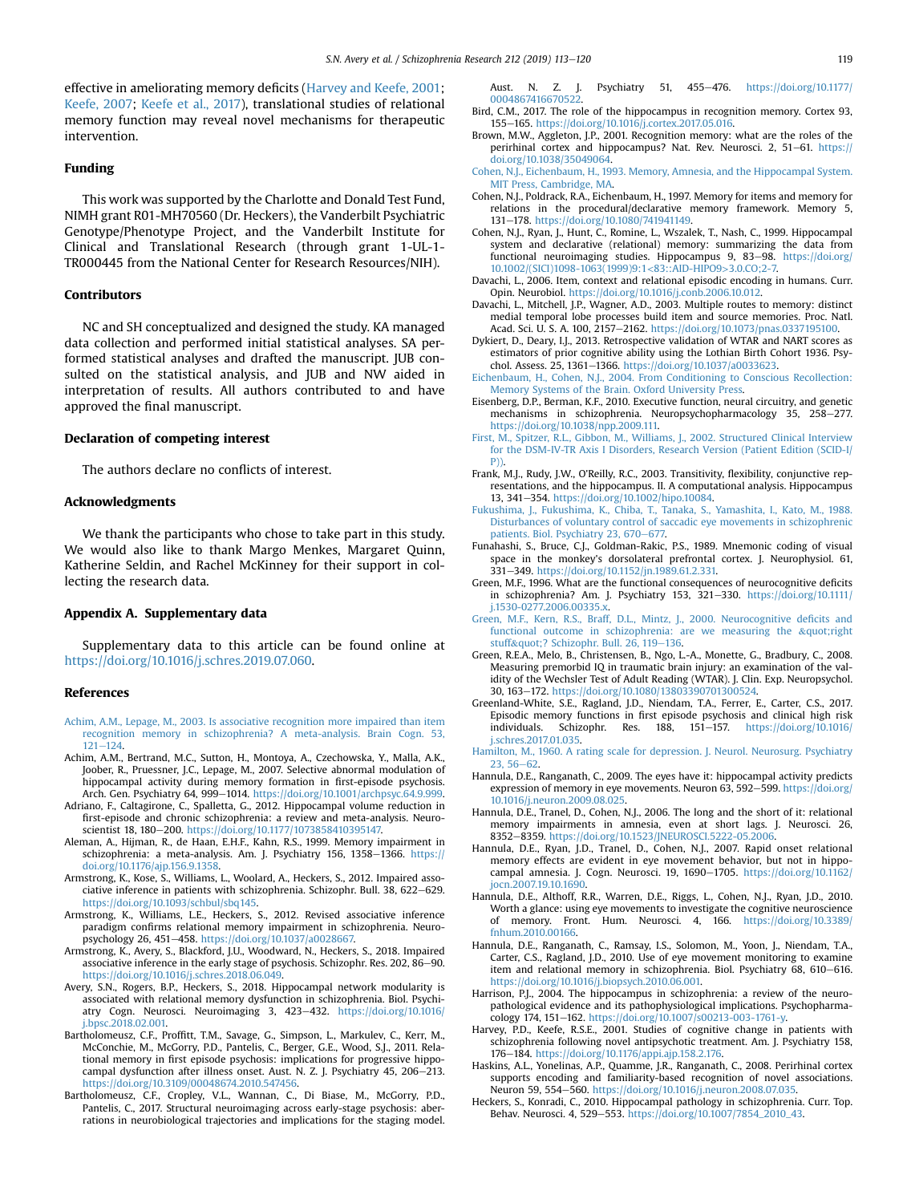effective in ameliorating memory deficits (Harvey and Keefe, 2001; Keefe, 2007; Keefe et al., 2017), translational studies of relational memory function may reveal novel mechanisms for therapeutic intervention.

## Funding

This work was supported by the Charlotte and Donald Test Fund, NIMH grant R01-MH70560 (Dr. Heckers), the Vanderbilt Psychiatric Genotype/Phenotype Project, and the Vanderbilt Institute for Clinical and Translational Research (through grant 1-UL-1-TR000445 from the National Center for Research Resources/NIH).

## Contributors

NC and SH conceptualized and designed the study. KA managed data collection and performed initial statistical analyses. SA performed statistical analyses and drafted the manuscript. JUB consulted on the statistical analysis, and JUB and NW aided in interpretation of results. All authors contributed to and have approved the final manuscript.

## Declaration of competing interest

The authors declare no conflicts of interest.

## Acknowledgments

We thank the participants who chose to take part in this study. We would also like to thank Margo Menkes, Margaret Quinn, Katherine Seldin, and Rachel McKinney for their support in collecting the research data.

## Appendix A. Supplementary data

Supplementary data to this article can be found online at https://doi.org/10.1016/j.schres.2019.07.060.

## References

- Achim, A.M., Lepage, M., 2003. Is associative recognition more impaired than item recognition memory in schizophrenia? A meta-analysis. Brain Cogn. 53, 121–124.
- Achim, A.M., Bertrand, M.C., Sutton, H., Montoya, A., Czechowska, Y., Malla, A.K., Joober, R., Pruessner, J.C., Lepage, M., 2007. Selective abnormal modulation of hippocampal activity during memory formation in first-episode psychosis. Arch. Gen. Psychiatry 64, 999–1014. https://doi.org/10.1001/archpsyc.64.9.999.
- Adriano, F., Caltagirone, C., Spalletta, G., 2012. Hippocampal volume reduction in first-episode and chronic schizophrenia: a review and meta-analysis. Neuroscientist 18, 180–200. https://doi.org/10.1177/1073858410395147.
- Aleman, A., Hijman, R., de Haan, E.H.F., Kahn, R.S., 1999. Memory impairment in schizophrenia: a meta-analysis. Am. J. Psychiatry 156, 1358–1366. https://doi.org/10.1176/ajp.156.9.1358.
- Armstrong, K., Kose, S., Williams, L., Woolard, A., Heckers, S., 2012. Impaired associative inference in patients with schizophrenia. Schizophr. Bull. 38, 622–629. https://doi.org/10.1093/schbul/sbq145.
- Armstrong, K., Williams, L.E., Heckers, S., 2012. Revised associative inference paradigm confirms relational memory impairment in schizophrenia. Neuropsychology 26, 451–458. https://doi.org/10.1037/a0028667.
- Armstrong, K., Avery, S., Blackford, J.U., Woodward, N., Heckers, S., 2018. Impaired associative inference in the early stage of psychosis. Schizophr. Res. 202, 86–90. https://doi.org/10.1016/j.schres.2018.06.049.
- Avery, S.N., Rogers, B.P., Heckers, S., 2018. Hippocampal network modularity is associated with relational memory dysfunction in schizophrenia. Biol. Psychiatry Cogn. Neurosci. Neuroimaging 3, 423–432. https://doi.org/10.1016/j.bpsc.2018.02.001.
- Bartholomeusz, C.F., Proffitt, T.M., Savage, G., Simpson, L., Markulev, C., Kerr, M., McConchie, M., McGorry, P.D., Pantelis, C., Berger, G.E., Wood, S.J., 2011. Relational memory in first episode psychosis: implications for progressive hippocampal dysfunction after illness onset. Aust. N. Z. J. Psychiatry 45, 206–213. https://doi.org/10.3109/00048674.2010.547456.
- Bartholomeusz, C.F., Cropley, V.L., Wannan, C., Di Biase, M., McGorry, P.D., Pantelis, C., 2017. Structural neuroimaging across early-stage psychosis: aberrations in neurobiological trajectories and implications for the staging model. Aust. N. Z. J. Psychiatry 51, 455–476. https://doi.org/10.1177/0004867416670522.
- Bird, C.M., 2017. The role of the hippocampus in recognition memory. Cortex 93, 155–165. https://doi.org/10.1016/j.cortex.2017.05.016.
- Brown, M.W., Aggleton, J.P., 2001. Recognition memory: what are the roles of the perirhinal cortex and hippocampus? Nat. Rev. Neurosci. 2, 51–61. https://doi.org/10.1038/35049064.
- Cohen, N.J., Eichenbaum, H., 1993. Memory, Amnesia, and the Hippocampal System. MIT Press, Cambridge, MA.
- Cohen, N.J., Poldrack, R.A., Eichenbaum, H., 1997. Memory for items and memory for relations in the procedural/declarative memory framework. Memory 5, 131–178. https://doi.org/10.1080/741941149.
- Cohen, N.J., Ryan, J., Hunt, C., Romine, L., Wszalek, T., Nash, C., 1999. Hippocampal system and declarative (relational) memory: summarizing the data from functional neuroimaging studies. Hippocampus 9, 83–98. https://doi.org/10.1002/(SICI)1098-1063(1999)9:1<83::AID-HIPO9>3.0.CO;2-7.
- Davachi, L., 2006. Item, context and relational episodic encoding in humans. Curr. Opin. Neurobiol. https://doi.org/10.1016/j.conb.2006.10.012.
- Davachi, L., Mitchell, J.P., Wagner, A.D., 2003. Multiple routes to memory: distinct medial temporal lobe processes build item and source memories. Proc. Natl. Acad. Sci. U. S. A. 100, 2157–2162. https://doi.org/10.1073/pnas.0337195100.
- Dykiert, D., Deary, I.J., 2013. Retrospective validation of WTAR and NART scores as estimators of prior cognitive ability using the Lothian Birth Cohort 1936. Psychol. Assess. 25, 1361–1366. https://doi.org/10.1037/a0033623.
- Eichenbaum, H., Cohen, N.J., 2004. From Conditioning to Conscious Recollection: Memory Systems of the Brain. Oxford University Press.
- Eisenberg, D.P., Berman, K.F., 2010. Executive function, neural circuitry, and genetic mechanisms in schizophrenia. Neuropsychopharmacology 35, 258–277. https://doi.org/10.1038/npp.2009.111.
- First, M., Spitzer, R.L., Gibbon, M., Williams, J., 2002. Structured Clinical Interview for the DSM-IV-TR Axis I Disorders, Research Version (Patient Edition (SCID-I/P)).
- Frank, M.J., Rudy, J.W., O'Reilly, R.C., 2003. Transitivity, flexibility, conjunctive representations, and the hippocampus. II. A computational analysis. Hippocampus 13, 341–354. https://doi.org/10.1002/hipo.10084.
- Fukushima, J., Fukushima, K., Chiba, T., Tanaka, S., Yamashita, I., Kato, M., 1988. Disturbances of voluntary control of saccadic eye movements in schizophrenic patients. Biol. Psychiatry 23, 670–677.
- Funahashi, S., Bruce, C.J., Goldman-Rakic, P.S., 1989. Mnemonic coding of visual space in the monkey's dorsolateral prefrontal cortex. J. Neurophysiol. 61, 331–349. https://doi.org/10.1152/jn.1989.61.2.331.
- Green, M.F., 1996. What are the functional consequences of neurocognitive deficits in schizophrenia? Am. J. Psychiatry 153, 321–330. https://doi.org/10.1111/j.1530-0277.2006.00335.x.
- Green, M.F., Kern, R.S., Braff, D.L., Mintz, J., 2000. Neurocognitive deficits and functional outcome in schizophrenia: are we measuring the &quot;right stuff&quot;? Schizophr. Bull. 26, 119–136.
- Green, R.E.A., Melo, B., Christensen, B., Ngo, L.-A., Monette, G., Bradbury, C., 2008. Measuring premorbid IQ in traumatic brain injury: an examination of the validity of the Wechsler Test of Adult Reading (WTAR). J. Clin. Exp. Neuropsychol. 30, 163–172. https://doi.org/10.1080/13803390701300524.
- Greenland-White, S.E., Ragland, J.D., Niendam, T.A., Ferrer, E., Carter, C.S., 2017. Episodic memory functions in first episode psychosis and clinical high risk individuals. Schizophr. Res. 188, 151–157. https://doi.org/10.1016/j.schres.2017.01.035.
- Hamilton, M., 1960. A rating scale for depression. J. Neurol. Neurosurg. Psychiatry 23, 56–62.
- Hannula, D.E., Ranganath, C., 2009. The eyes have it: hippocampal activity predicts expression of memory in eye movements. Neuron 63, 592–599. https://doi.org/10.1016/j.neuron.2009.08.025.
- Hannula, D.E., Tranel, D., Cohen, N.J., 2006. The long and the short of it: relational memory impairments in amnesia, even at short lags. J. Neurosci. 26, 8352–8359. https://doi.org/10.1523/JNEUROSCI.5222-05.2006.
- Hannula, D.E., Ryan, J.D., Tranel, D., Cohen, N.J., 2007. Rapid onset relational memory effects are evident in eye movement behavior, but not in hippocampal amnesia. J. Cogn. Neurosci. 19, 1690–1705. https://doi.org/10.1162/jocn.2007.19.10.1690.
- Hannula, D.E., Althoff, R.R., Warren, D.E., Riggs, L., Cohen, N.J., Ryan, J.D., 2010. Worth a glance: using eye movements to investigate the cognitive neuroscience of memory. Front. Hum. Neurosci. 4, 166. https://doi.org/10.3389/fnhum.2010.00166.
- Hannula, D.E., Ranganath, C., Ramsay, I.S., Solomon, M., Yoon, J., Niendam, T.A., Carter, C.S., Ragland, J.D., 2010. Use of eye movement monitoring to examine item and relational memory in schizophrenia. Biol. Psychiatry 68, 610–616. https://doi.org/10.1016/j.biopsych.2010.06.001.
- Harrison, P.J., 2004. The hippocampus in schizophrenia: a review of the neuropathological evidence and its pathophysiological implications. Psychopharmacology 174, 151–162. https://doi.org/10.1007/s00213-003-1761-y.
- Harvey, P.D., Keefe, R.S.E., 2001. Studies of cognitive change in patients with schizophrenia following novel antipsychotic treatment. Am. J. Psychiatry 158, 176–184. https://doi.org/10.1176/appi.ajp.158.2.176.
- Haskins, A.L., Yonelinas, A.P., Quamme, J.R., Ranganath, C., 2008. Perirhinal cortex supports encoding and familiarity-based recognition of novel associations. Neuron 59, 554–560. https://doi.org/10.1016/j.neuron.2008.07.035.
- Heckers, S., Konradi, C., 2010. Hippocampal pathology in schizophrenia. Curr. Top. Behav. Neurosci. 4, 529–553. https://doi.org/10.1007/7854_2010_43.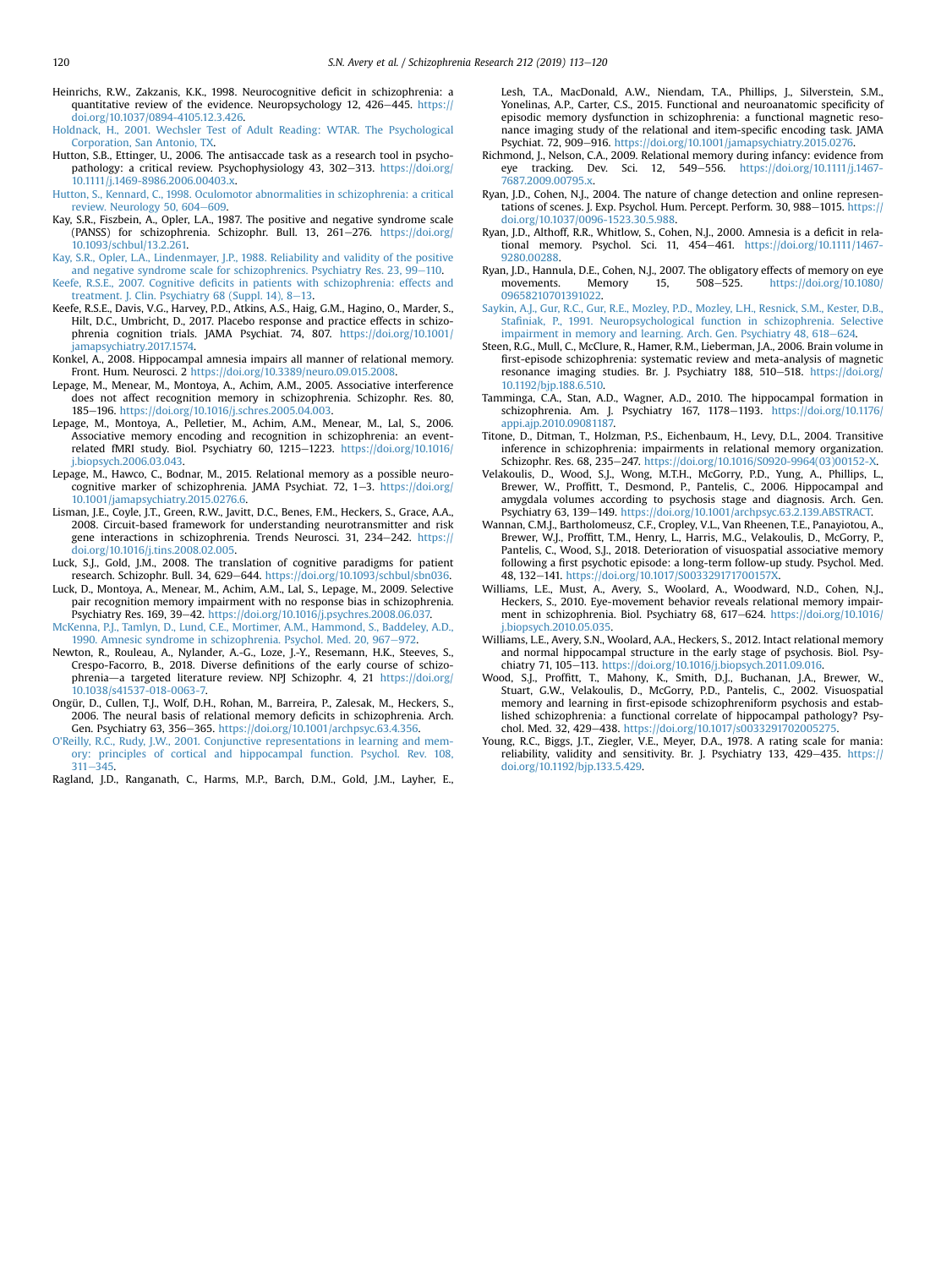Heinrichs, R.W., Zakzanis, K.K., 1998. Neurocognitive deficit in schizophrenia: a quantitative review of the evidence. Neuropsychology 12, 426–445. https://doi.org/10.1037/0894-4105.12.3.426.

Holdnack, H., 2001. Wechsler Test of Adult Reading: WTAR. The Psychological Corporation, San Antonio, TX.

Hutton, S.B., Ettinger, U., 2006. The antisaccade task as a research tool in psychopathology: a critical review. Psychophysiology 43, 302–313. https://doi.org/10.1111/j.1469-8986.2006.00403.x.

Hutton, S., Kennard, C., 1998. Oculomotor abnormalities in schizophrenia: a critical review. Neurology 50, 604–609.

Kay, S.R., Fiszbein, A., Opler, L.A., 1987. The positive and negative syndrome scale (PANSS) for schizophrenia. Schizophr. Bull. 13, 261–276. https://doi.org/10.1093/schbul/13.2.261.

Kay, S.R., Opler, L.A., Lindenmayer, J.P., 1988. Reliability and validity of the positive and negative syndrome scale for schizophrenics. Psychiatry Res. 23, 99–110.

Keefe, R.S.E., 2007. Cognitive deficits in patients with schizophrenia: effects and treatment. J. Clin. Psychiatry 68 (Suppl. 14), 8–13.

Keefe, R.S.E., Davis, V.G., Harvey, P.D., Atkins, A.S., Haig, G.M., Hagino, O., Marder, S., Hilt, D.C., Umbricht, D., 2017. Placebo response and practice effects in schizophrenia cognition trials. JAMA Psychiat. 74, 807. https://doi.org/10.1001/jamapsychiatry.2017.1574.

Konkel, A., 2008. Hippocampal amnesia impairs all manner of relational memory. Front. Hum. Neurosci. 2 https://doi.org/10.3389/neuro.09.015.2008.

Lepage, M., Menear, M., Montoya, A., Achim, A.M., 2005. Associative interference does not affect recognition memory in schizophrenia. Schizophr. Res. 80, 185–196. https://doi.org/10.1016/j.schres.2005.04.003.

Lepage, M., Montoya, A., Pelletier, M., Achim, A.M., Menear, M., Lal, S., 2006. Associative memory encoding and recognition in schizophrenia: an event-related fMRI study. Biol. Psychiatry 60, 1215–1223. https://doi.org/10.1016/j.biopsych.2006.03.043.

Lepage, M., Hawco, C., Bodnar, M., 2015. Relational memory as a possible neurocognitive marker of schizophrenia. JAMA Psychiat. 72, 1–3. https://doi.org/10.1001/jamapsychiatry.2015.0276.6.

Lisman, J.E., Coyle, J.T., Green, R.W., Javitt, D.C., Benes, F.M., Heckers, S., Grace, A.A., 2008. Circuit-based framework for understanding neurotransmitter and risk gene interactions in schizophrenia. Trends Neurosci. 31, 234–242. https://doi.org/10.1016/j.tins.2008.02.005.

Luck, S.J., Gold, J.M., 2008. The translation of cognitive paradigms for patient research. Schizophr. Bull. 34, 629–644. https://doi.org/10.1093/schbul/sbn036.

Luck, D., Montoya, A., Menear, M., Achim, A.M., Lal, S., Lepage, M., 2009. Selective pair recognition memory impairment with no response bias in schizophrenia. Psychiatry Res. 169, 39–42. https://doi.org/10.1016/j.psychres.2008.06.037.

McKenna, P.J., Tamlyn, D., Lund, C.E., Mortimer, A.M., Hammond, S., Baddeley, A.D., 1990. Amnesic syndrome in schizophrenia. Psychol. Med. 20, 967–972.

Newton, R., Rouleau, A., Nylander, A.-G., Loze, J.-Y., Resemann, H.K., Steeves, S., Crespo-Facorro, B., 2018. Diverse definitions of the early course of schizophrenia—a targeted literature review. NPJ Schizophr. 4, 21 https://doi.org/10.1038/s41537-018-0063-7.

Ongür, D., Cullen, T.J., Wolf, D.H., Rohan, M., Barreira, P., Zalesak, M., Heckers, S., 2006. The neural basis of relational memory deficits in schizophrenia. Arch. Gen. Psychiatry 63, 356–365. https://doi.org/10.1001/archpsyc.63.4.356.

O'Reilly, R.C., Rudy, J.W., 2001. Conjunctive representations in learning and memory: principles of cortical and hippocampal function. Psychol. Rev. 108, 311–345.

Ragland, J.D., Ranganath, C., Harms, M.P., Barch, D.M., Gold, J.M., Layher, E., Lesh, T.A., MacDonald, A.W., Niendam, T.A., Phillips, J., Silverstein, S.M., Yonelinas, A.P., Carter, C.S., 2015. Functional and neuroanatomic specificity of episodic memory dysfunction in schizophrenia: a functional magnetic resonance imaging study of the relational and item-specific encoding task. JAMA Psychiat. 72, 909–916. https://doi.org/10.1001/jamapsychiatry.2015.0276.

Richmond, J., Nelson, C.A., 2009. Relational memory during infancy: evidence from eye tracking. Dev. Sci. 12, 549–556. https://doi.org/10.1111/j.1467-7687.2009.00795.x.

Ryan, J.D., Cohen, N.J., 2004. The nature of change detection and online representations of scenes. J. Exp. Psychol. Hum. Percept. Perform. 30, 988–1015. https://doi.org/10.1037/0096-1523.30.5.988.

Ryan, J.D., Althoff, R.R., Whitlow, S., Cohen, N.J., 2000. Amnesia is a deficit in relational memory. Psychol. Sci. 11, 454–461. https://doi.org/10.1111/1467-9280.00288.

Ryan, J.D., Hannula, D.E., Cohen, N.J., 2007. The obligatory effects of memory on eye movements. Memory 15, 508–525. https://doi.org/10.1080/09658210701391022.

Saykin, A.J., Gur, R.C., Gur, R.E., Mozley, P.D., Mozley, L.H., Resnick, S.M., Kester, D.B., Stafiniak, P., 1991. Neuropsychological function in schizophrenia. Selective impairment in memory and learning. Arch. Gen. Psychiatry 48, 618–624.

Steen, R.G., Mull, C., McClure, R., Hamer, R.M., Lieberman, J.A., 2006. Brain volume in first-episode schizophrenia: systematic review and meta-analysis of magnetic resonance imaging studies. Br. J. Psychiatry 188, 510–518. https://doi.org/10.1192/bjp.188.6.510.

Tamminga, C.A., Stan, A.D., Wagner, A.D., 2010. The hippocampal formation in schizophrenia. Am. J. Psychiatry 167, 1178–1193. https://doi.org/10.1176/appi.ajp.2010.09081187.

Titone, D., Ditman, T., Holzman, P.S., Eichenbaum, H., Levy, D.L., 2004. Transitive inference in schizophrenia: impairments in relational memory organization. Schizophr. Res. 68, 235–247. https://doi.org/10.1016/S0920-9964(03)00152-X.

Velakoulis, D., Wood, S.J., Wong, M.T.H., McGorry, P.D., Yung, A., Phillips, L., Brewer, W., Proffitt, T., Desmond, P., Pantelis, C., 2006. Hippocampal and amygdala volumes according to psychosis stage and diagnosis. Arch. Gen. Psychiatry 63, 139–149. https://doi.org/10.1001/archpsyc.63.2.139.ABSTRACT.

Wannan, C.M.J., Bartholomeusz, C.F., Cropley, V.L., Van Rheenen, T.E., Panayiotou, A., Brewer, W.J., Proffitt, T.M., Henry, L., Harris, M.G., Velakoulis, D., McGorry, P., Pantelis, C., Wood, S.J., 2018. Deterioration of visuospatial associative memory following a first psychotic episode: a long-term follow-up study. Psychol. Med. 48, 132–141. https://doi.org/10.1017/S003329171700157X.

Williams, L.E., Must, A., Avery, S., Woolard, A., Woodward, N.D., Cohen, N.J., Heckers, S., 2010. Eye-movement behavior reveals relational memory impairment in schizophrenia. Biol. Psychiatry 68, 617–624. https://doi.org/10.1016/j.biopsych.2010.05.035.

Williams, L.E., Avery, S.N., Woolard, A.A., Heckers, S., 2012. Intact relational memory and normal hippocampal structure in the early stage of psychosis. Biol. Psychiatry 71, 105–113. https://doi.org/10.1016/j.biopsych.2011.09.016.

Wood, S.J., Proffitt, T., Mahony, K., Smith, D.J., Buchanan, J.A., Brewer, W., Stuart, G.W., Velakoulis, D., McGorry, P.D., Pantelis, C., 2002. Visuospatial memory and learning in first-episode schizophreniform psychosis and established schizophrenia: a functional correlate of hippocampal pathology? Psychol. Med. 32, 429–438. https://doi.org/10.1017/s0033291702005275.

Young, R.C., Biggs, J.T., Ziegler, V.E., Meyer, D.A., 1978. A rating scale for mania: reliability, validity and sensitivity. Br. J. Psychiatry 133, 429–435. https://doi.org/10.1192/bjp.133.5.429.